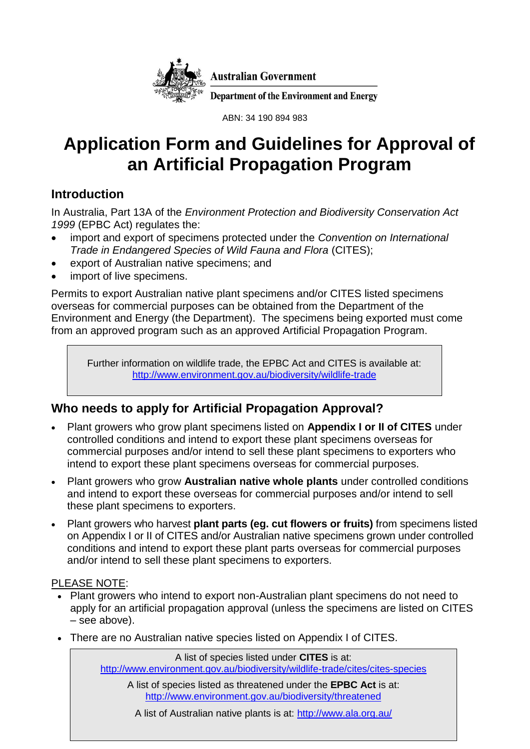Australian Government

Department of the Environment and Energy

ABN: 34 190 894 983

# Application Form and Guidelines for Approval of an Artificial Propagation Program

## Introduction

In Australia, Part 13A of the *Environment Protection and Biodiversity Conservation Act 1999* (EPBC Act) regulates the:

- import and export of specimens protected under the *Convention on International Trade in Endangered Species of Wild Fauna and Flora* (CITES);
- export of Australian native specimens; and
- import of live specimens.

Permits to export Australian native plant specimens and/or CITES listed specimens overseas for commercial purposes can be obtained from the Department of the Environment and Energy (the Department). The specimens being exported must come from an approved program such as an approved Artificial Propagation Program.

> Further information on wildlife trade, the EPBC Act and CITES is available at: http://www.environment.gov.au/biodiversity/wildlife-trade

## Who needs to apply for Artificial Propagation Approval?

- Plant growers who grow plant specimens listed on **Appendix I or II of CITES** under controlled conditions and intend to export these plant specimens overseas for commercial purposes and/or intend to sell these plant specimens to exporters who intend to export these plant specimens overseas for commercial purposes.
- Plant growers who grow **Australian native whole plants** under controlled conditions and intend to export these overseas for commercial purposes and/or intend to sell these plant specimens to exporters.
- Plant growers who harvest **plant parts (eg. cut flowers or fruits)** from specimens listed on Appendix I or II of CITES and/or Australian native specimens grown under controlled conditions and intend to export these plant parts overseas for commercial purposes and/or intend to sell these plant specimens to exporters.

PLEASE NOTE:

- Plant growers who intend to export non-Australian plant specimens do not need to apply for an artificial propagation approval (unless the specimens are listed on CITES – see above).
- There are no Australian native species listed on Appendix I of CITES.

> A list of species listed under **CITES** is at: http://www.environment.gov.au/biodiversity/wildlife-trade/cites/cites-species
>
> A list of species listed as threatened under the **EPBC Act** is at: http://www.environment.gov.au/biodiversity/threatened
>
> A list of Australian native plants is at: http://www.ala.org.au/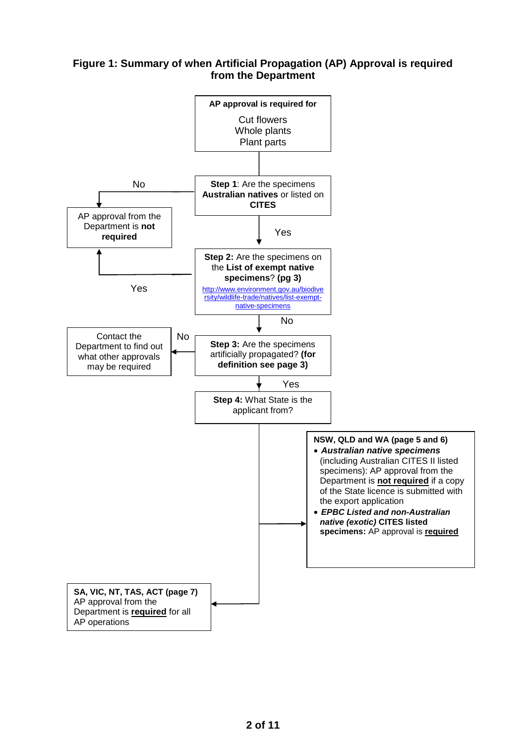**Figure 1: Summary of when Artificial Propagation (AP) Approval is required from the Department**

**AP approval is required for**

Cut flowers
Whole plants
Plant parts

**Step 1**: Are the specimens **Australian natives** or listed on **CITES**

- No → AP approval from the Department is **not required**
- Yes → Step 2

**Step 2:** Are the specimens on the **List of exempt native specimens**? **(pg 3)**
http://www.environment.gov.au/biodiversity/wildlife-trade/natives/list-exempt-native-specimens

- Yes → AP approval from the Department is **not required**
- No → Step 3

**Step 3:** Are the specimens artificially propagated? **(for definition see page 3)**

- No → Contact the Department to find out what other approvals may be required
- Yes → Step 4

**Step 4:** What State is the applicant from?

**NSW, QLD and WA (page 5 and 6)**

- ***Australian native specimens*** (including Australian CITES II listed specimens): AP approval from the Department is **not required** if a copy of the State licence is submitted with the export application
- ***EPBC Listed and non-Australian native (exotic)* CITES listed specimens:** AP approval is **required**

**SA, VIC, NT, TAS, ACT (page 7)**
AP approval from the Department is **required** for all AP operations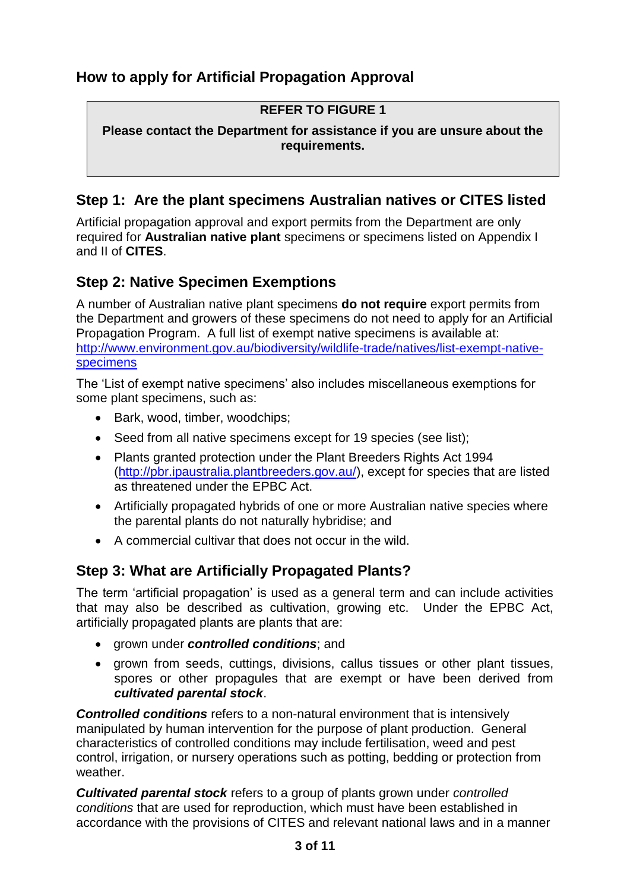## How to apply for Artificial Propagation Approval

> **REFER TO FIGURE 1**
>
> **Please contact the Department for assistance if you are unsure about the requirements.**

### Step 1: Are the plant specimens Australian natives or CITES listed

Artificial propagation approval and export permits from the Department are only required for **Australian native plant** specimens or specimens listed on Appendix I and II of **CITES**.

### Step 2: Native Specimen Exemptions

A number of Australian native plant specimens **do not require** export permits from the Department and growers of these specimens do not need to apply for an Artificial Propagation Program. A full list of exempt native specimens is available at: [http://www.environment.gov.au/biodiversity/wildlife-trade/natives/list-exempt-native-specimens](http://www.environment.gov.au/biodiversity/wildlife-trade/natives/list-exempt-native-specimens)

The 'List of exempt native specimens' also includes miscellaneous exemptions for some plant specimens, such as:

- Bark, wood, timber, woodchips;
- Seed from all native specimens except for 19 species (see list);
- Plants granted protection under the Plant Breeders Rights Act 1994 ([http://pbr.ipaustralia.plantbreeders.gov.au/](http://pbr.ipaustralia.plantbreeders.gov.au/)), except for species that are listed as threatened under the EPBC Act.
- Artificially propagated hybrids of one or more Australian native species where the parental plants do not naturally hybridise; and
- A commercial cultivar that does not occur in the wild.

### Step 3: What are Artificially Propagated Plants?

The term 'artificial propagation' is used as a general term and can include activities that may also be described as cultivation, growing etc. Under the EPBC Act, artificially propagated plants are plants that are:

- grown under ***controlled conditions***; and
- grown from seeds, cuttings, divisions, callus tissues or other plant tissues, spores or other propagules that are exempt or have been derived from ***cultivated parental stock***.

***Controlled conditions*** refers to a non-natural environment that is intensively manipulated by human intervention for the purpose of plant production. General characteristics of controlled conditions may include fertilisation, weed and pest control, irrigation, or nursery operations such as potting, bedding or protection from weather.

***Cultivated parental stock*** refers to a group of plants grown under *controlled conditions* that are used for reproduction, which must have been established in accordance with the provisions of CITES and relevant national laws and in a manner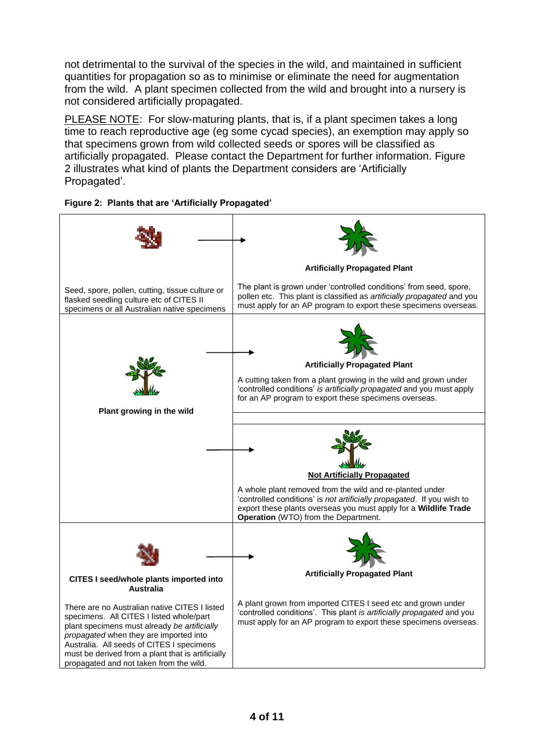not detrimental to the survival of the species in the wild, and maintained in sufficient quantities for propagation so as to minimise or eliminate the need for augmentation from the wild. A plant specimen collected from the wild and brought into a nursery is not considered artificially propagated.

PLEASE NOTE: For slow-maturing plants, that is, if a plant specimen takes a long time to reach reproductive age (eg some cycad species), an exemption may apply so that specimens grown from wild collected seeds or spores will be classified as artificially propagated. Please contact the Department for further information. Figure 2 illustrates what kind of plants the Department considers are 'Artificially Propagated'.

**Figure 2: Plants that are 'Artificially Propagated'**

| Source | Result |
| --- | --- |
| Seed, spore, pollen, cutting, tissue culture or flasked seedling culture etc of CITES II specimens or all Australian native specimens | **Artificially Propagated Plant**<br>The plant is grown under 'controlled conditions' from seed, spore, pollen etc. This plant is classified as *artificially propagated* and you must apply for an AP program to export these specimens overseas. |
| **Plant growing in the wild** | **Artificially Propagated Plant**<br>A cutting taken from a plant growing in the wild and grown under 'controlled conditions' *is artificially propagated* and you must apply for an AP program to export these specimens overseas. |
| | **Not Artificially Propagated**<br>A whole plant removed from the wild and re-planted under 'controlled conditions' is *not artificially propagated*. If you wish to export these plants overseas you must apply for a **Wildlife Trade Operation** (WTO) from the Department. |
| **CITES I seed/whole plants imported into Australia**<br>There are no Australian native CITES I listed specimens. All CITES I listed whole/part plant specimens must already *be artificially propagated* when they are imported into Australia. All seeds of CITES I specimens must be derived from a plant that is artificially propagated and not taken from the wild. | **Artificially Propagated Plant**<br>A plant grown from imported CITES I seed etc and grown under 'controlled conditions'. This plant *is artificially propagated* and you must apply for an AP program to export these specimens overseas. |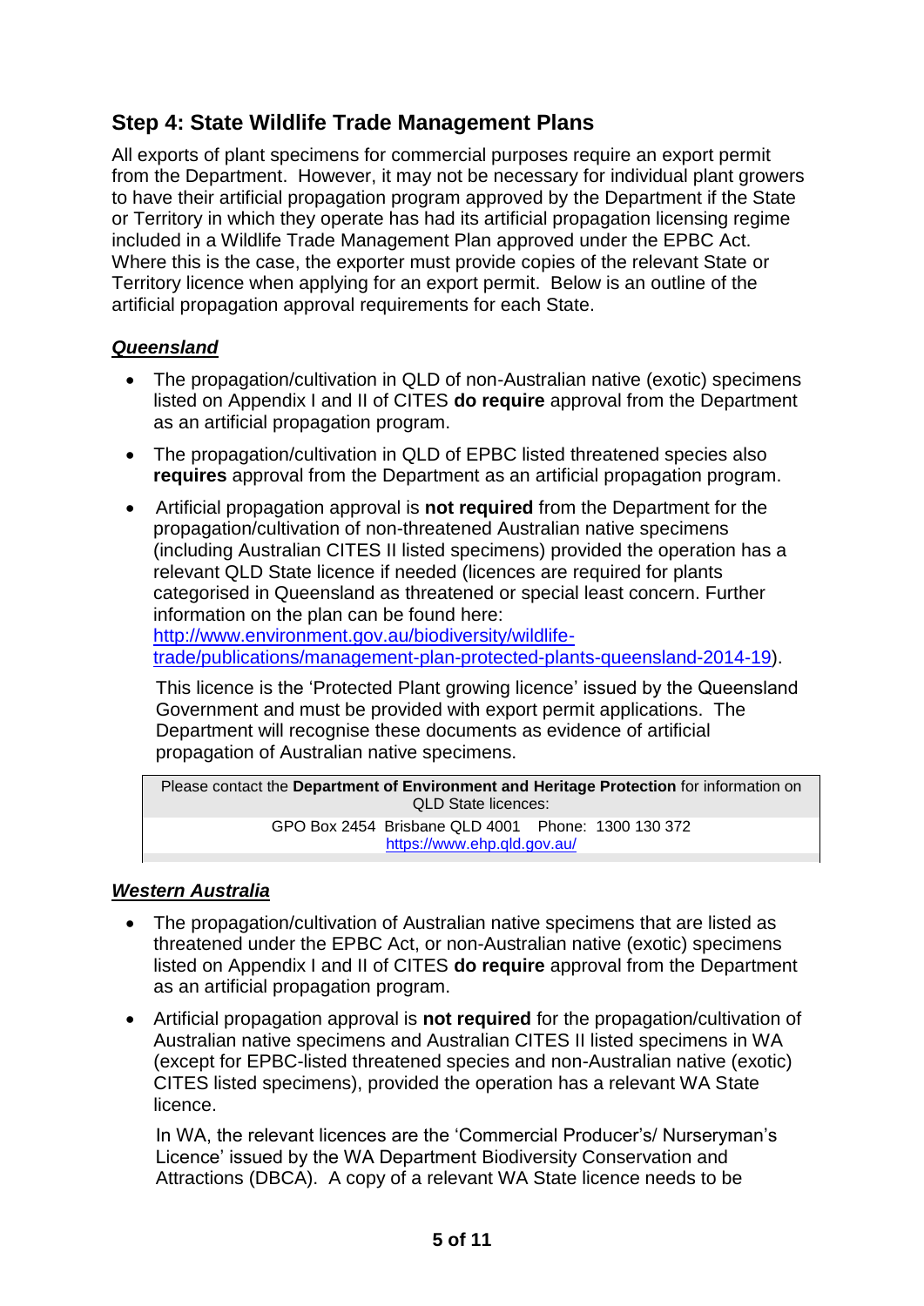## Step 4: State Wildlife Trade Management Plans

All exports of plant specimens for commercial purposes require an export permit from the Department. However, it may not be necessary for individual plant growers to have their artificial propagation program approved by the Department if the State or Territory in which they operate has had its artificial propagation licensing regime included in a Wildlife Trade Management Plan approved under the EPBC Act. Where this is the case, the exporter must provide copies of the relevant State or Territory licence when applying for an export permit. Below is an outline of the artificial propagation approval requirements for each State.

### ***Queensland***

- The propagation/cultivation in QLD of non-Australian native (exotic) specimens listed on Appendix I and II of CITES **do require** approval from the Department as an artificial propagation program.
- The propagation/cultivation in QLD of EPBC listed threatened species also **requires** approval from the Department as an artificial propagation program.
- Artificial propagation approval is **not required** from the Department for the propagation/cultivation of non-threatened Australian native specimens (including Australian CITES II listed specimens) provided the operation has a relevant QLD State licence if needed (licences are required for plants categorised in Queensland as threatened or special least concern. Further information on the plan can be found here: [http://www.environment.gov.au/biodiversity/wildlife-trade/publications/management-plan-protected-plants-queensland-2014-19](http://www.environment.gov.au/biodiversity/wildlife-trade/publications/management-plan-protected-plants-queensland-2014-19)).

  This licence is the 'Protected Plant growing licence' issued by the Queensland Government and must be provided with export permit applications. The Department will recognise these documents as evidence of artificial propagation of Australian native specimens.

| Please contact the **Department of Environment and Heritage Protection** for information on QLD State licences: |
|---|
| GPO Box 2454 Brisbane QLD 4001 Phone: 1300 130 372<br>[https://www.ehp.qld.gov.au/](https://www.ehp.qld.gov.au/) |

### ***Western Australia***

- The propagation/cultivation of Australian native specimens that are listed as threatened under the EPBC Act, or non-Australian native (exotic) specimens listed on Appendix I and II of CITES **do require** approval from the Department as an artificial propagation program.
- Artificial propagation approval is **not required** for the propagation/cultivation of Australian native specimens and Australian CITES II listed specimens in WA (except for EPBC-listed threatened species and non-Australian native (exotic) CITES listed specimens), provided the operation has a relevant WA State licence.

  In WA, the relevant licences are the 'Commercial Producer's/ Nurseryman's Licence' issued by the WA Department Biodiversity Conservation and Attractions (DBCA). A copy of a relevant WA State licence needs to be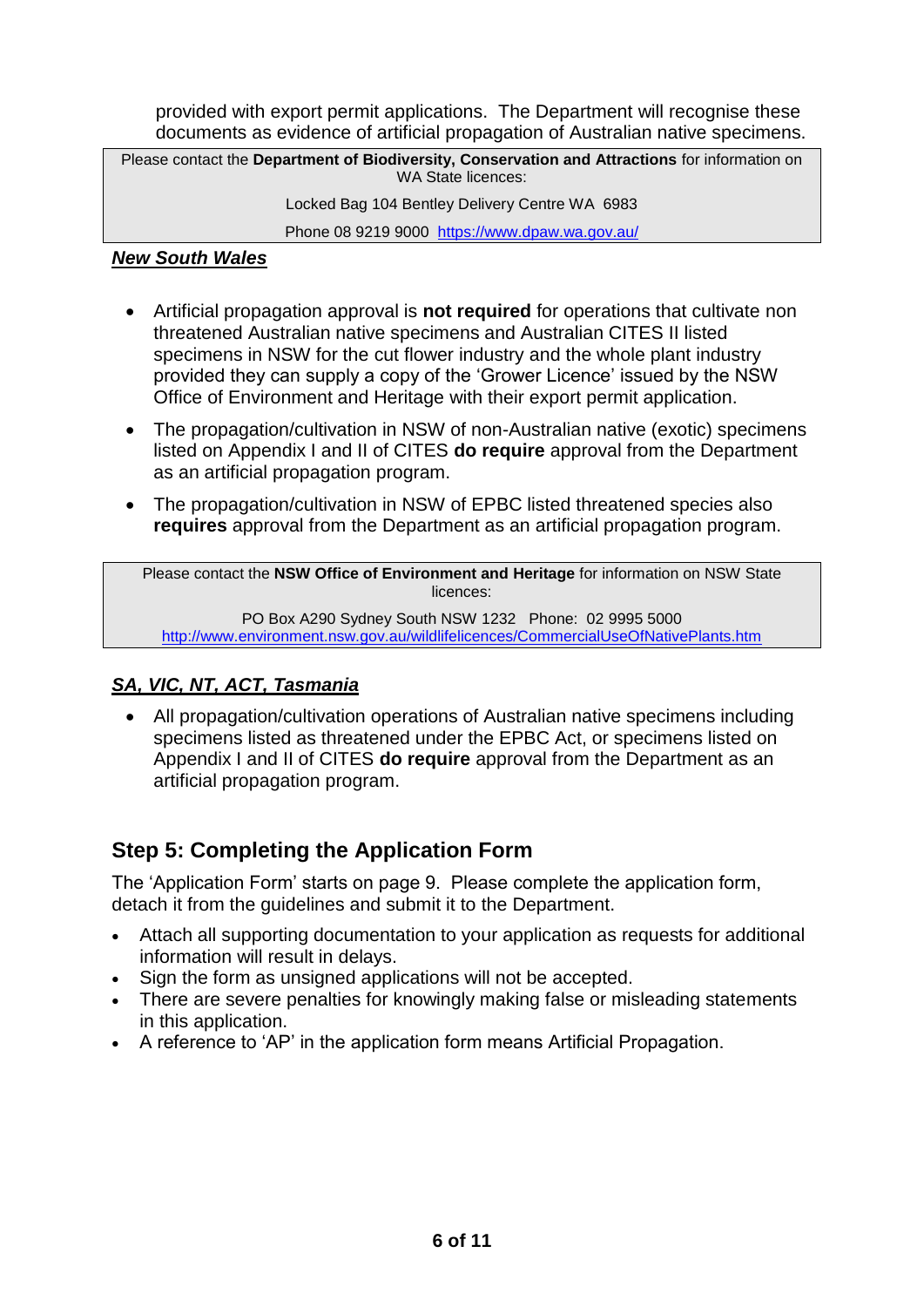provided with export permit applications. The Department will recognise these documents as evidence of artificial propagation of Australian native specimens.

> Please contact the **Department of Biodiversity, Conservation and Attractions** for information on WA State licences:
>
> Locked Bag 104 Bentley Delivery Centre WA 6983
>
> Phone 08 9219 9000 https://www.dpaw.wa.gov.au/

***New South Wales***

- Artificial propagation approval is **not required** for operations that cultivate non threatened Australian native specimens and Australian CITES II listed specimens in NSW for the cut flower industry and the whole plant industry provided they can supply a copy of the 'Grower Licence' issued by the NSW Office of Environment and Heritage with their export permit application.
- The propagation/cultivation in NSW of non-Australian native (exotic) specimens listed on Appendix I and II of CITES **do require** approval from the Department as an artificial propagation program.
- The propagation/cultivation in NSW of EPBC listed threatened species also **requires** approval from the Department as an artificial propagation program.

> Please contact the **NSW Office of Environment and Heritage** for information on NSW State licences:
>
> PO Box A290 Sydney South NSW 1232 Phone: 02 9995 5000
> http://www.environment.nsw.gov.au/wildlifelicences/CommercialUseOfNativePlants.htm

***SA, VIC, NT, ACT, Tasmania***

- All propagation/cultivation operations of Australian native specimens including specimens listed as threatened under the EPBC Act, or specimens listed on Appendix I and II of CITES **do require** approval from the Department as an artificial propagation program.

## Step 5: Completing the Application Form

The 'Application Form' starts on page 9. Please complete the application form, detach it from the guidelines and submit it to the Department.

- Attach all supporting documentation to your application as requests for additional information will result in delays.
- Sign the form as unsigned applications will not be accepted.
- There are severe penalties for knowingly making false or misleading statements in this application.
- A reference to 'AP' in the application form means Artificial Propagation.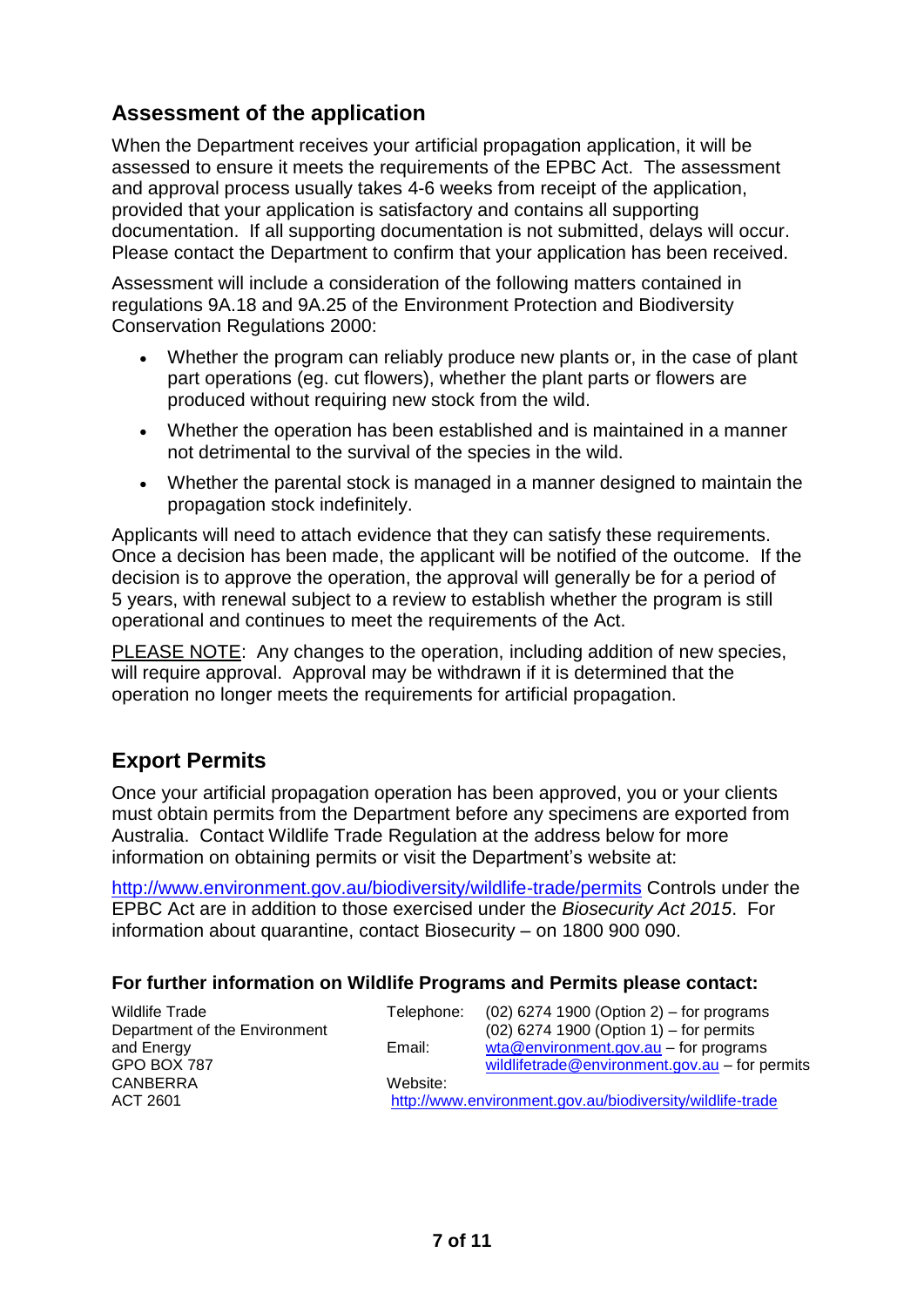## Assessment of the application

When the Department receives your artificial propagation application, it will be assessed to ensure it meets the requirements of the EPBC Act. The assessment and approval process usually takes 4-6 weeks from receipt of the application, provided that your application is satisfactory and contains all supporting documentation. If all supporting documentation is not submitted, delays will occur. Please contact the Department to confirm that your application has been received.

Assessment will include a consideration of the following matters contained in regulations 9A.18 and 9A.25 of the Environment Protection and Biodiversity Conservation Regulations 2000:

- Whether the program can reliably produce new plants or, in the case of plant part operations (eg. cut flowers), whether the plant parts or flowers are produced without requiring new stock from the wild.
- Whether the operation has been established and is maintained in a manner not detrimental to the survival of the species in the wild.
- Whether the parental stock is managed in a manner designed to maintain the propagation stock indefinitely.

Applicants will need to attach evidence that they can satisfy these requirements. Once a decision has been made, the applicant will be notified of the outcome. If the decision is to approve the operation, the approval will generally be for a period of 5 years, with renewal subject to a review to establish whether the program is still operational and continues to meet the requirements of the Act.

PLEASE NOTE: Any changes to the operation, including addition of new species, will require approval. Approval may be withdrawn if it is determined that the operation no longer meets the requirements for artificial propagation.

## Export Permits

Once your artificial propagation operation has been approved, you or your clients must obtain permits from the Department before any specimens are exported from Australia. Contact Wildlife Trade Regulation at the address below for more information on obtaining permits or visit the Department's website at:

http://www.environment.gov.au/biodiversity/wildlife-trade/permits Controls under the EPBC Act are in addition to those exercised under the *Biosecurity Act 2015*. For information about quarantine, contact Biosecurity – on 1800 900 090.

**For further information on Wildlife Programs and Permits please contact:**

Wildlife Trade
Department of the Environment and Energy
GPO BOX 787
CANBERRA
ACT 2601

Telephone: (02) 6274 1900 (Option 2) – for programs
(02) 6274 1900 (Option 1) – for permits

Email: wta@environment.gov.au – for programs
wildlifetrade@environment.gov.au – for permits

Website:
http://www.environment.gov.au/biodiversity/wildlife-trade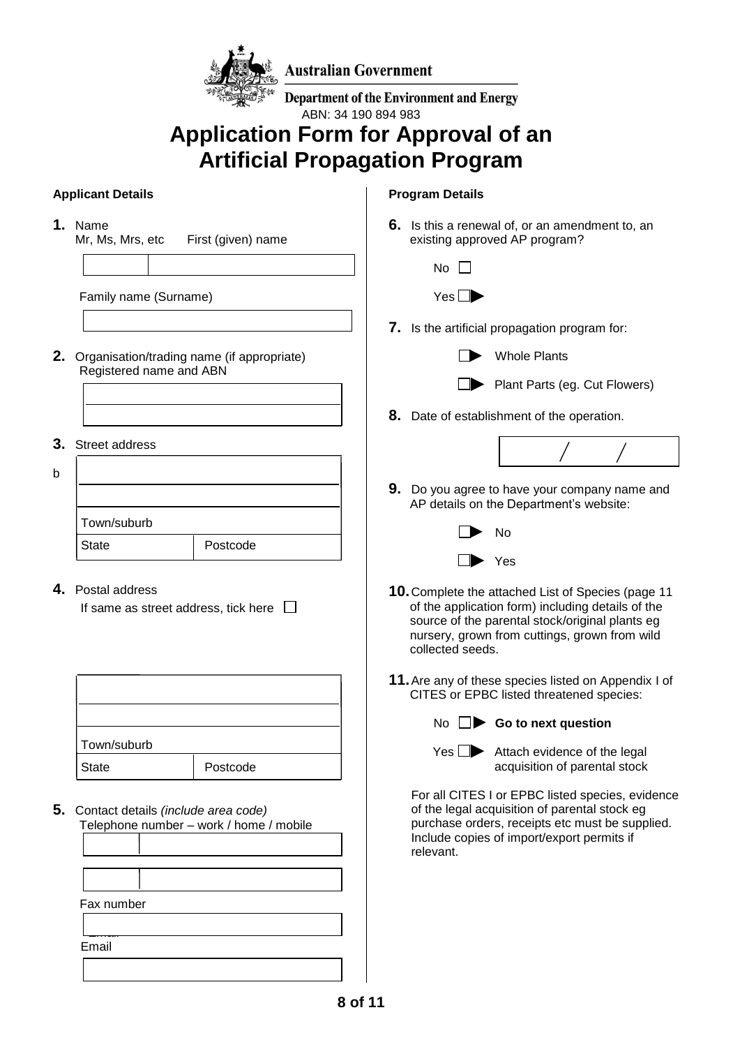Australian Government

Department of the Environment and Energy

ABN: 34 190 894 983

# Application Form for Approval of an Artificial Propagation Program

## Applicant Details

**1.** Name

Mr, Ms, Mrs, etc First (given) name

Family name (Surname)

**2.** Organisation/trading name (if appropriate)

Registered name and ABN

**3.** Street address

b

Town/suburb

State Postcode

**4.** Postal address

If same as street address, tick here ☐

Town/suburb

State Postcode

**5.** Contact details *(include area code)*

Telephone number – work / home / mobile

Fax number

Email

## Program Details

**6.** Is this a renewal of, or an amendment to, an existing approved AP program?

No ☐

Yes ☐ ▶

**7.** Is the artificial propagation program for:

☐ ▶ Whole Plants

☐ ▶ Plant Parts (eg. Cut Flowers)

**8.** Date of establishment of the operation.

/ /

**9.** Do you agree to have your company name and AP details on the Department's website:

☐ ▶ No

☐ ▶ Yes

**10.** Complete the attached List of Species (page 11 of the application form) including details of the source of the parental stock/original plants eg nursery, grown from cuttings, grown from wild collected seeds.

**11.** Are any of these species listed on Appendix I of CITES or EPBC listed threatened species:

No ☐ ▶ **Go to next question**

Yes ☐ ▶ Attach evidence of the legal acquisition of parental stock

For all CITES I or EPBC listed species, evidence of the legal acquisition of parental stock eg purchase orders, receipts etc must be supplied. Include copies of import/export permits if relevant.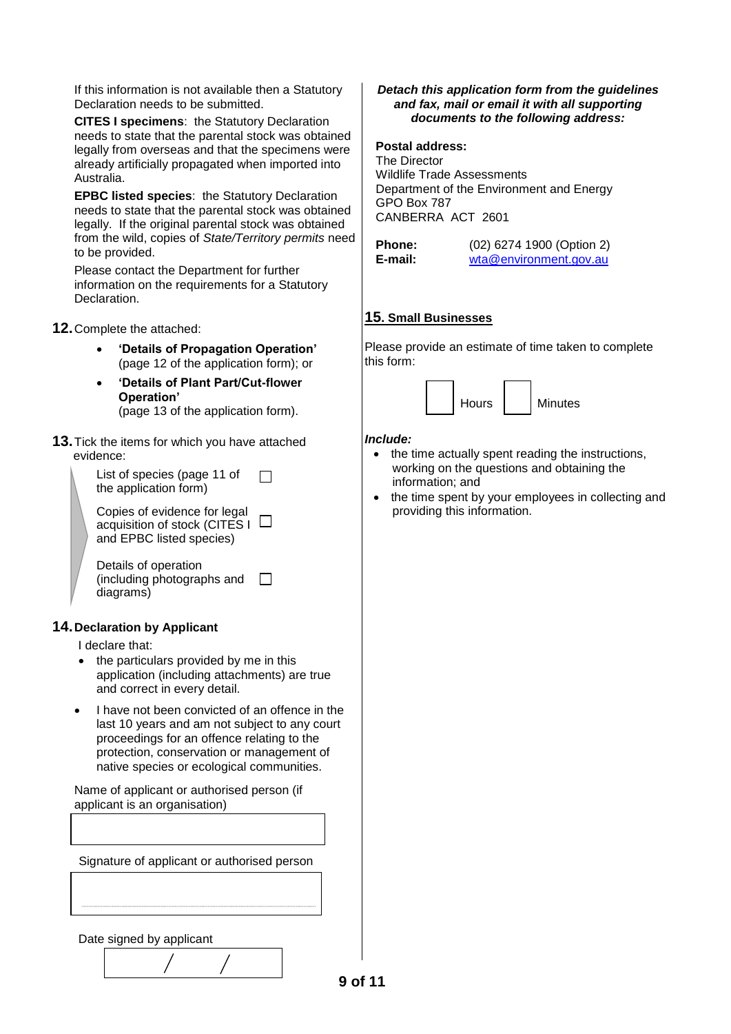If this information is not available then a Statutory Declaration needs to be submitted.

**CITES I specimens**: the Statutory Declaration needs to state that the parental stock was obtained legally from overseas and that the specimens were already artificially propagated when imported into Australia.

**EPBC listed species**: the Statutory Declaration needs to state that the parental stock was obtained legally. If the original parental stock was obtained from the wild, copies of *State/Territory permits* need to be provided.

Please contact the Department for further information on the requirements for a Statutory Declaration.

**12.** Complete the attached:

- **'Details of Propagation Operation'** (page 12 of the application form); or
- **'Details of Plant Part/Cut-flower Operation'** (page 13 of the application form).

**13.** Tick the items for which you have attached evidence:

- List of species (page 11 of the application form) ☐
- Copies of evidence for legal acquisition of stock (CITES I and EPBC listed species) ☐
- Details of operation (including photographs and diagrams) ☐

## 14. Declaration by Applicant

I declare that:

- the particulars provided by me in this application (including attachments) are true and correct in every detail.
- I have not been convicted of an offence in the last 10 years and am not subject to any court proceedings for an offence relating to the protection, conservation or management of native species or ecological communities.

Name of applicant or authorised person (if applicant is an organisation)

| |
|---|
| |

Signature of applicant or authorised person

| |
|---|
| |

Date signed by applicant

| / / |
|---|

***Detach this application form from the guidelines and fax, mail or email it with all supporting documents to the following address:***

**Postal address:**
The Director
Wildlife Trade Assessments
Department of the Environment and Energy
GPO Box 787
CANBERRA ACT 2601

**Phone:** (02) 6274 1900 (Option 2)
**E-mail:** wta@environment.gov.au

## 15. Small Businesses

Please provide an estimate of time taken to complete this form:

☐ Hours ☐ Minutes

***Include:***

- the time actually spent reading the instructions, working on the questions and obtaining the information; and
- the time spent by your employees in collecting and providing this information.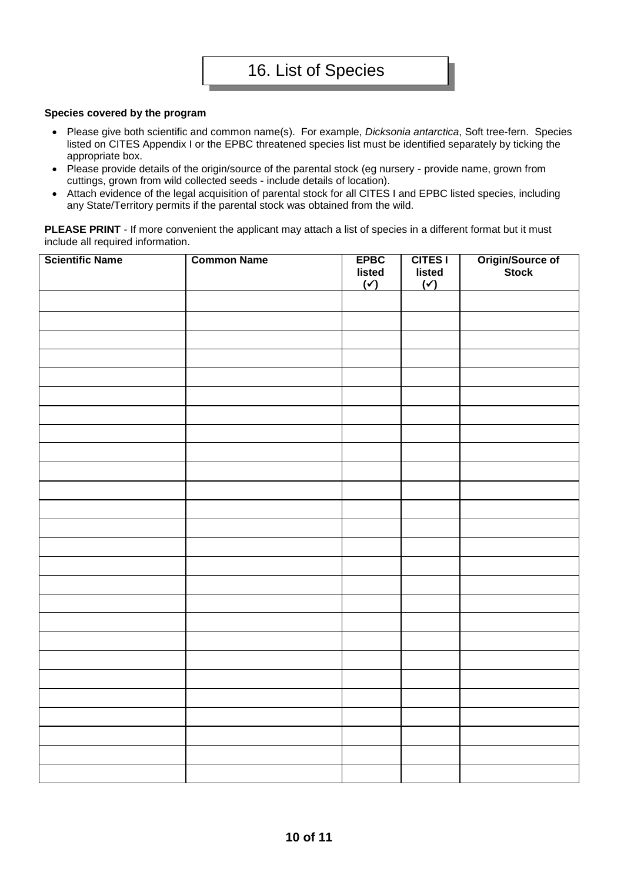# 16. List of Species

**Species covered by the program**

- Please give both scientific and common name(s). For example, *Dicksonia antarctica*, Soft tree-fern. Species listed on CITES Appendix I or the EPBC threatened species list must be identified separately by ticking the appropriate box.
- Please provide details of the origin/source of the parental stock (eg nursery - provide name, grown from cuttings, grown from wild collected seeds - include details of location).
- Attach evidence of the legal acquisition of parental stock for all CITES I and EPBC listed species, including any State/Territory permits if the parental stock was obtained from the wild.

**PLEASE PRINT** - If more convenient the applicant may attach a list of species in a different format but it must include all required information.

| Scientific Name | Common Name | EPBC listed (✓) | CITES I listed (✓) | Origin/Source of Stock |
|---|---|---|---|---|
| | | | | |
| | | | | |
| | | | | |
| | | | | |
| | | | | |
| | | | | |
| | | | | |
| | | | | |
| | | | | |
| | | | | |
| | | | | |
| | | | | |
| | | | | |
| | | | | |
| | | | | |
| | | | | |
| | | | | |
| | | | | |
| | | | | |
| | | | | |
| | | | | |
| | | | | |
| | | | | |
| | | | | |
| | | | | |
| | | | | |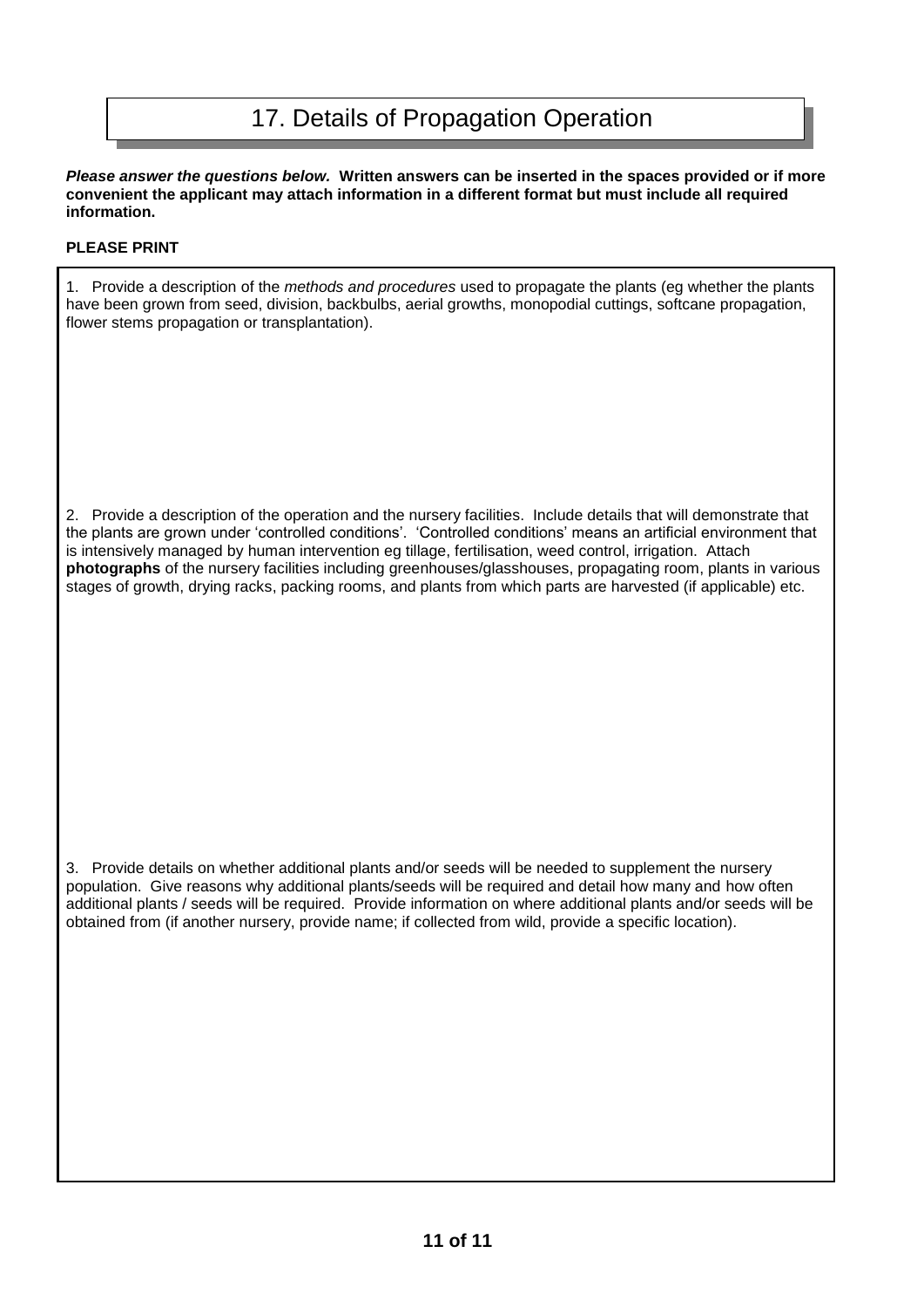# 17. Details of Propagation Operation

***Please answer the questions below.* Written answers can be inserted in the spaces provided or if more convenient the applicant may attach information in a different format but must include all required information.**

**PLEASE PRINT**

1. Provide a description of the *methods and procedures* used to propagate the plants (eg whether the plants have been grown from seed, division, backbulbs, aerial growths, monopodial cuttings, softcane propagation, flower stems propagation or transplantation).

2. Provide a description of the operation and the nursery facilities. Include details that will demonstrate that the plants are grown under 'controlled conditions'. 'Controlled conditions' means an artificial environment that is intensively managed by human intervention eg tillage, fertilisation, weed control, irrigation. Attach **photographs** of the nursery facilities including greenhouses/glasshouses, propagating room, plants in various stages of growth, drying racks, packing rooms, and plants from which parts are harvested (if applicable) etc.

3. Provide details on whether additional plants and/or seeds will be needed to supplement the nursery population. Give reasons why additional plants/seeds will be required and detail how many and how often additional plants / seeds will be required. Provide information on where additional plants and/or seeds will be obtained from (if another nursery, provide name; if collected from wild, provide a specific location).